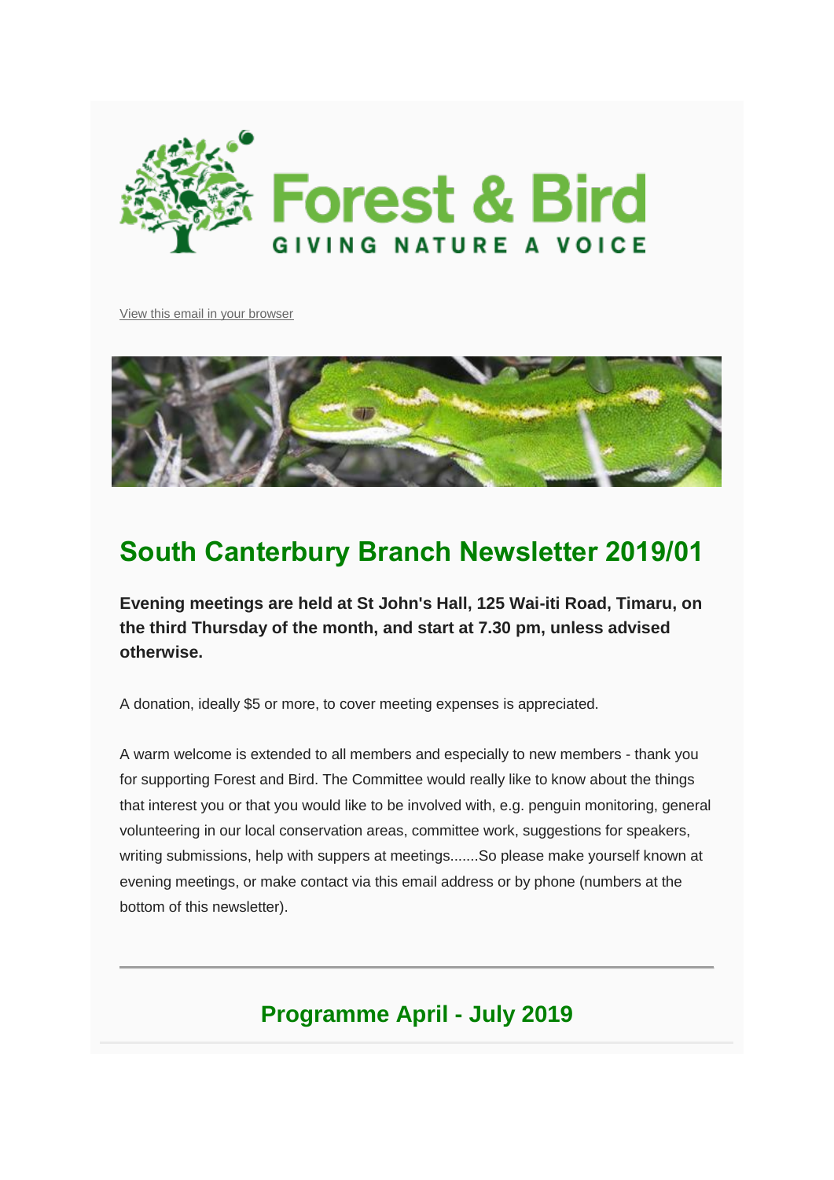Forest & Bird

GIVING NATURE A VOICE

View this email in your browser

# South Canterbury Branch Newsletter 2019/01

**Evening meetings are held at St John's Hall, 125 Wai-iti Road, Timaru, on the third Thursday of the month, and start at 7.30 pm, unless advised otherwise.**

A donation, ideally $5 or more, to cover meeting expenses is appreciated.

A warm welcome is extended to all members and especially to new members - thank you for supporting Forest and Bird. The Committee would really like to know about the things that interest you or that you would like to be involved with, e.g. penguin monitoring, general volunteering in our local conservation areas, committee work, suggestions for speakers, writing submissions, help with suppers at meetings.......So please make yourself known at evening meetings, or make contact via this email address or by phone (numbers at the bottom of this newsletter).

---

## Programme April - July 2019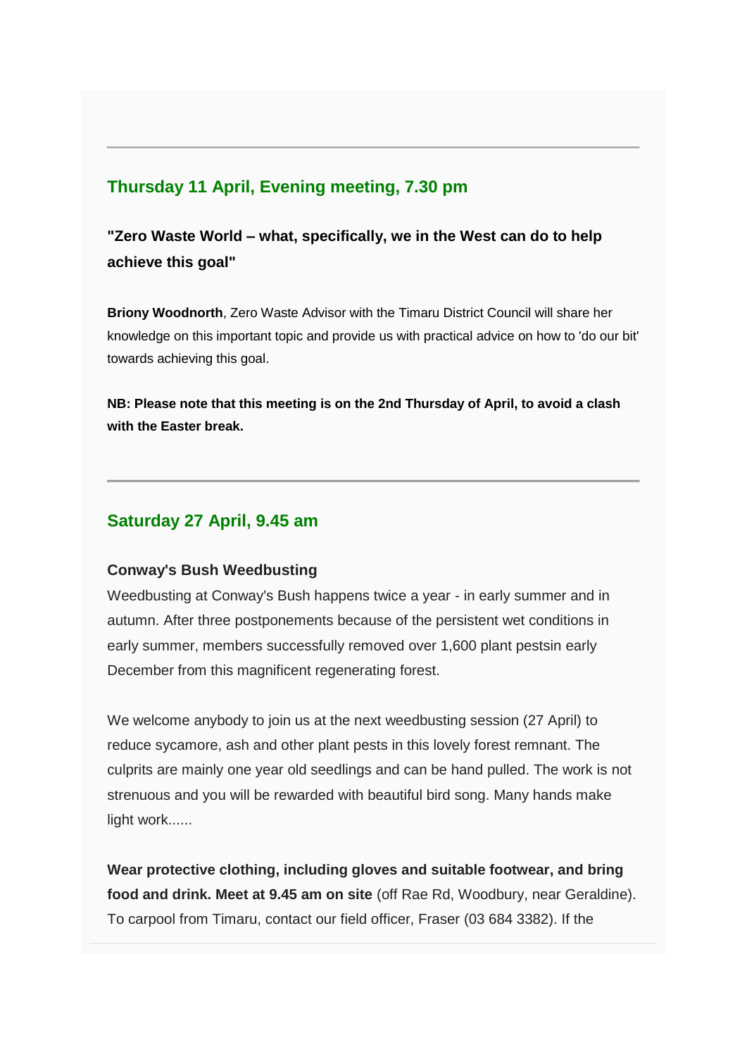---

## Thursday 11 April, Evening meeting, 7.30 pm

### "Zero Waste World – what, specifically, we in the West can do to help achieve this goal"

**Briony Woodnorth**, Zero Waste Advisor with the Timaru District Council will share her knowledge on this important topic and provide us with practical advice on how to 'do our bit' towards achieving this goal.

**NB: Please note that this meeting is on the 2nd Thursday of April, to avoid a clash with the Easter break.**

---

## Saturday 27 April, 9.45 am

**Conway's Bush Weedbusting**
Weedbusting at Conway's Bush happens twice a year - in early summer and in autumn. After three postponements because of the persistent wet conditions in early summer, members successfully removed over 1,600 plant pestsin early December from this magnificent regenerating forest.

We welcome anybody to join us at the next weedbusting session (27 April) to reduce sycamore, ash and other plant pests in this lovely forest remnant. The culprits are mainly one year old seedlings and can be hand pulled. The work is not strenuous and you will be rewarded with beautiful bird song. Many hands make light work......

**Wear protective clothing, including gloves and suitable footwear, and bring food and drink. Meet at 9.45 am on site** (off Rae Rd, Woodbury, near Geraldine). To carpool from Timaru, contact our field officer, Fraser (03 684 3382). If the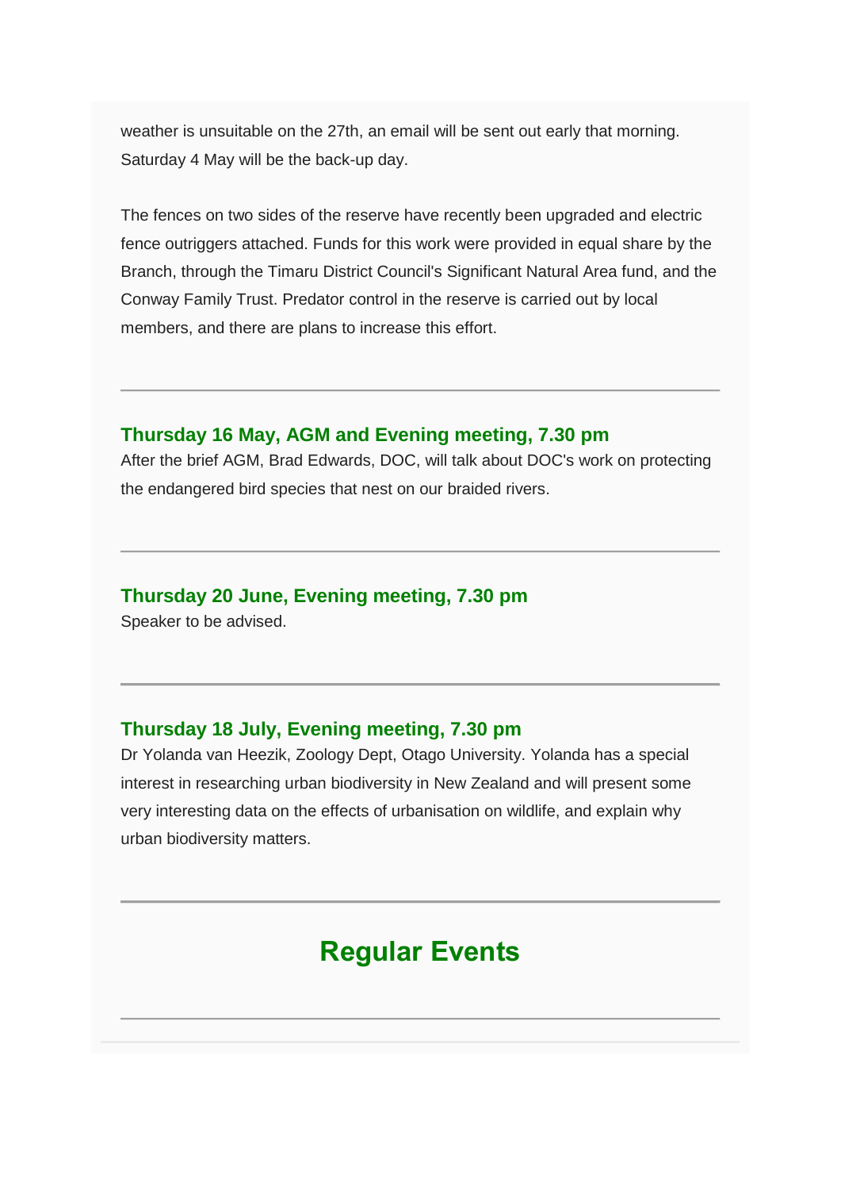weather is unsuitable on the 27th, an email will be sent out early that morning. Saturday 4 May will be the back-up day.

The fences on two sides of the reserve have recently been upgraded and electric fence outriggers attached. Funds for this work were provided in equal share by the Branch, through the Timaru District Council's Significant Natural Area fund, and the Conway Family Trust. Predator control in the reserve is carried out by local members, and there are plans to increase this effort.

---

### Thursday 16 May, AGM and Evening meeting, 7.30 pm

After the brief AGM, Brad Edwards, DOC, will talk about DOC's work on protecting the endangered bird species that nest on our braided rivers.

---

### Thursday 20 June, Evening meeting, 7.30 pm

Speaker to be advised.

---

### Thursday 18 July, Evening meeting, 7.30 pm

Dr Yolanda van Heezik, Zoology Dept, Otago University. Yolanda has a special interest in researching urban biodiversity in New Zealand and will present some very interesting data on the effects of urbanisation on wildlife, and explain why urban biodiversity matters.

---

## Regular Events

---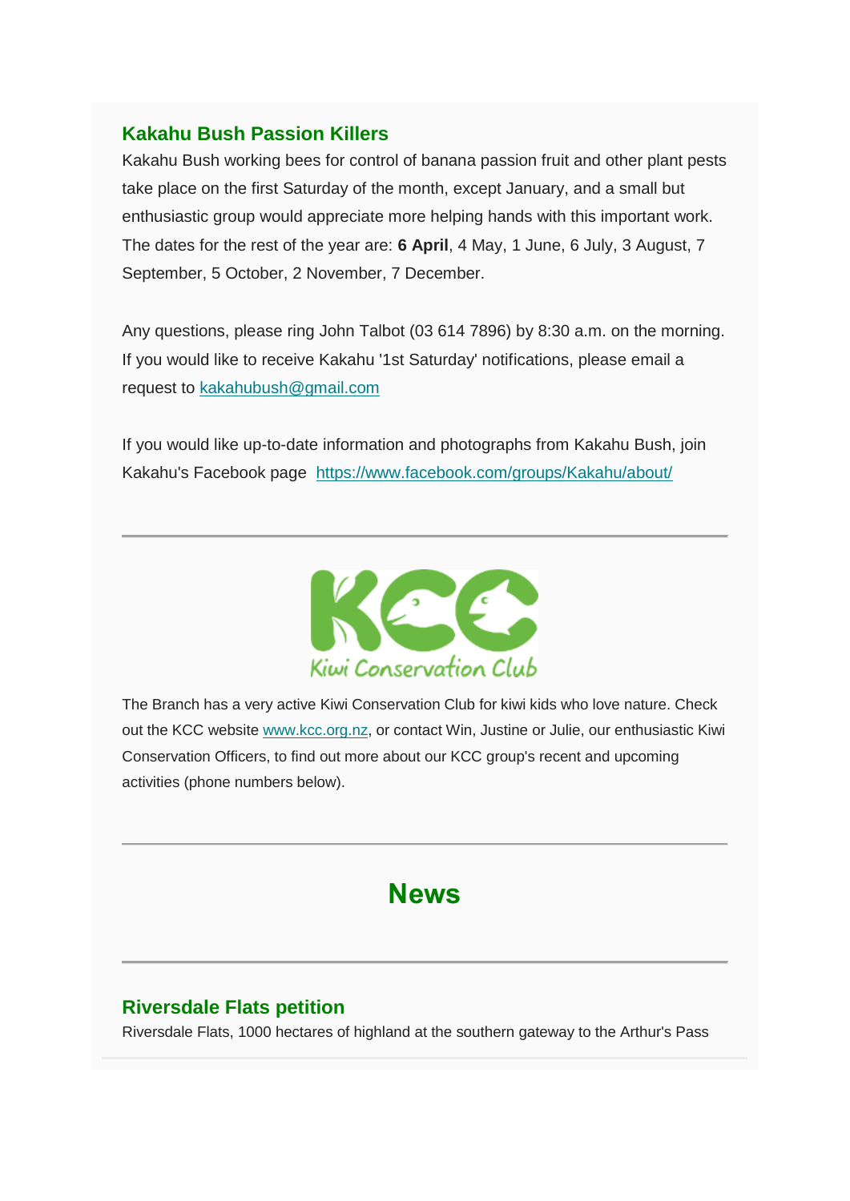## Kakahu Bush Passion Killers

Kakahu Bush working bees for control of banana passion fruit and other plant pests take place on the first Saturday of the month, except January, and a small but enthusiastic group would appreciate more helping hands with this important work. The dates for the rest of the year are: **6 April**, 4 May, 1 June, 6 July, 3 August, 7 September, 5 October, 2 November, 7 December.

Any questions, please ring John Talbot (03 614 7896) by 8:30 a.m. on the morning. If you would like to receive Kakahu '1st Saturday' notifications, please email a request to [kakahubush@gmail.com](mailto:kakahubush@gmail.com)

If you would like up-to-date information and photographs from Kakahu Bush, join Kakahu's Facebook page [https://www.facebook.com/groups/Kakahu/about/](https://www.facebook.com/groups/Kakahu/about/)

---

KCC Kiwi Conservation Club

The Branch has a very active Kiwi Conservation Club for kiwi kids who love nature. Check out the KCC website [www.kcc.org.nz](http://www.kcc.org.nz), or contact Win, Justine or Julie, our enthusiastic Kiwi Conservation Officers, to find out more about our KCC group's recent and upcoming activities (phone numbers below).

---

# News

---

## Riversdale Flats petition

Riversdale Flats, 1000 hectares of highland at the southern gateway to the Arthur's Pass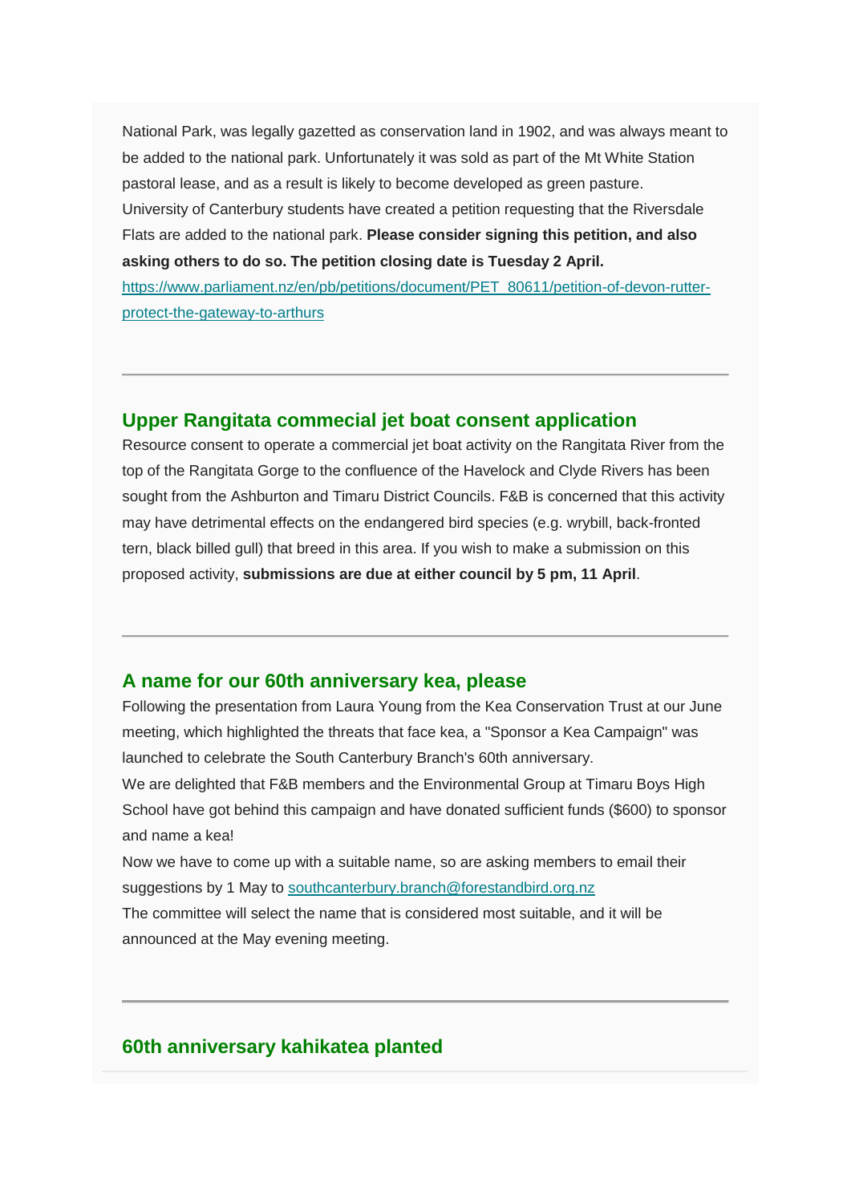National Park, was legally gazetted as conservation land in 1902, and was always meant to be added to the national park. Unfortunately it was sold as part of the Mt White Station pastoral lease, and as a result is likely to become developed as green pasture.
University of Canterbury students have created a petition requesting that the Riversdale Flats are added to the national park. **Please consider signing this petition, and also asking others to do so. The petition closing date is Tuesday 2 April.**
[https://www.parliament.nz/en/pb/petitions/document/PET_80611/petition-of-devon-rutter-protect-the-gateway-to-arthurs](https://www.parliament.nz/en/pb/petitions/document/PET_80611/petition-of-devon-rutter-protect-the-gateway-to-arthurs)

---

## Upper Rangitata commecial jet boat consent application

Resource consent to operate a commercial jet boat activity on the Rangitata River from the top of the Rangitata Gorge to the confluence of the Havelock and Clyde Rivers has been sought from the Ashburton and Timaru District Councils. F&B is concerned that this activity may have detrimental effects on the endangered bird species (e.g. wrybill, back-fronted tern, black billed gull) that breed in this area. If you wish to make a submission on this proposed activity, **submissions are due at either council by 5 pm, 11 April**.

---

## A name for our 60th anniversary kea, please

Following the presentation from Laura Young from the Kea Conservation Trust at our June meeting, which highlighted the threats that face kea, a "Sponsor a Kea Campaign" was launched to celebrate the South Canterbury Branch's 60th anniversary.
We are delighted that F&B members and the Environmental Group at Timaru Boys High School have got behind this campaign and have donated sufficient funds ($600) to sponsor and name a kea!
Now we have to come up with a suitable name, so are asking members to email their suggestions by 1 May to [southcanterbury.branch@forestandbird.org.nz](mailto:southcanterbury.branch@forestandbird.org.nz)
The committee will select the name that is considered most suitable, and it will be announced at the May evening meeting.

---

## 60th anniversary kahikatea planted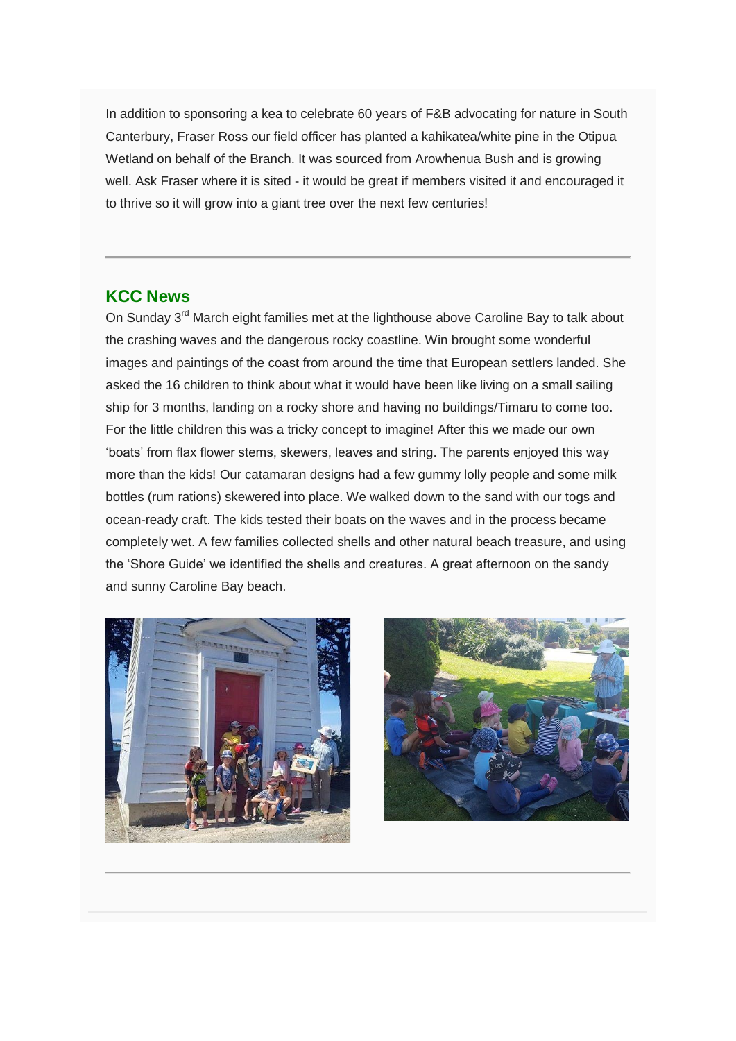In addition to sponsoring a kea to celebrate 60 years of F&B advocating for nature in South Canterbury, Fraser Ross our field officer has planted a kahikatea/white pine in the Otipua Wetland on behalf of the Branch. It was sourced from Arowhenua Bush and is growing well. Ask Fraser where it is sited - it would be great if members visited it and encouraged it to thrive so it will grow into a giant tree over the next few centuries!

---

## KCC News

On Sunday 3rd March eight families met at the lighthouse above Caroline Bay to talk about the crashing waves and the dangerous rocky coastline. Win brought some wonderful images and paintings of the coast from around the time that European settlers landed. She asked the 16 children to think about what it would have been like living on a small sailing ship for 3 months, landing on a rocky shore and having no buildings/Timaru to come too. For the little children this was a tricky concept to imagine! After this we made our own 'boats' from flax flower stems, skewers, leaves and string. The parents enjoyed this way more than the kids! Our catamaran designs had a few gummy lolly people and some milk bottles (rum rations) skewered into place. We walked down to the sand with our togs and ocean-ready craft. The kids tested their boats on the waves and in the process became completely wet. A few families collected shells and other natural beach treasure, and using the 'Shore Guide' we identified the shells and creatures. A great afternoon on the sandy and sunny Caroline Bay beach.

---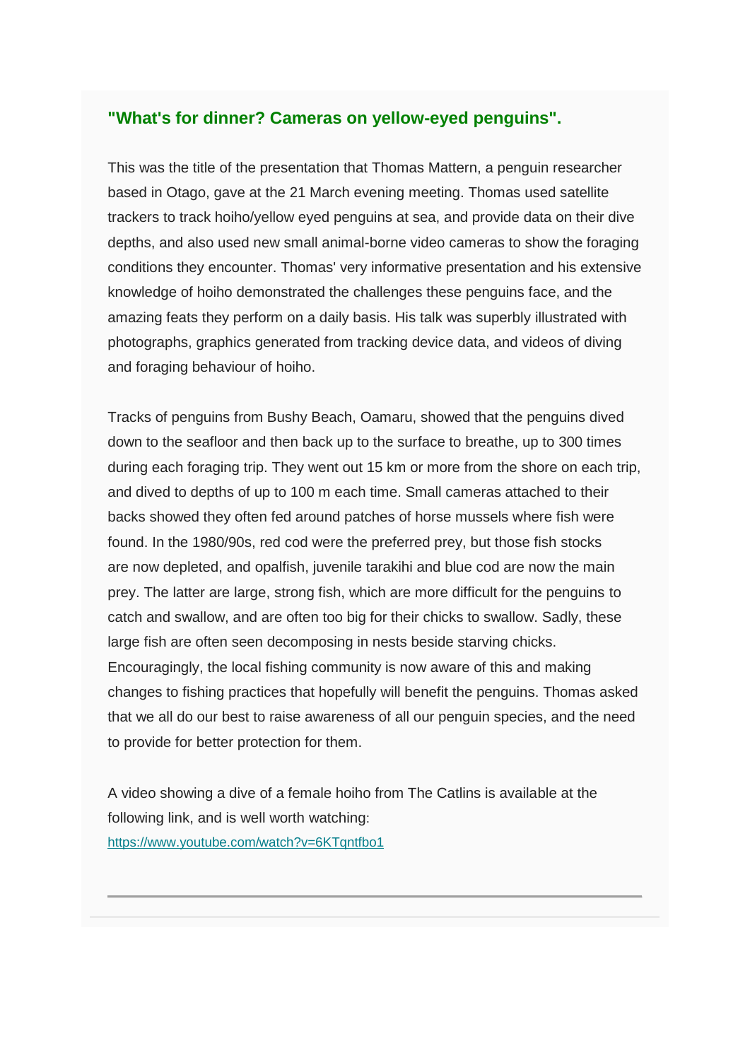## "What's for dinner? Cameras on yellow-eyed penguins".

This was the title of the presentation that Thomas Mattern, a penguin researcher based in Otago, gave at the 21 March evening meeting. Thomas used satellite trackers to track hoiho/yellow eyed penguins at sea, and provide data on their dive depths, and also used new small animal-borne video cameras to show the foraging conditions they encounter. Thomas' very informative presentation and his extensive knowledge of hoiho demonstrated the challenges these penguins face, and the amazing feats they perform on a daily basis. His talk was superbly illustrated with photographs, graphics generated from tracking device data, and videos of diving and foraging behaviour of hoiho.

Tracks of penguins from Bushy Beach, Oamaru, showed that the penguins dived down to the seafloor and then back up to the surface to breathe, up to 300 times during each foraging trip. They went out 15 km or more from the shore on each trip, and dived to depths of up to 100 m each time. Small cameras attached to their backs showed they often fed around patches of horse mussels where fish were found. In the 1980/90s, red cod were the preferred prey, but those fish stocks are now depleted, and opalfish, juvenile tarakihi and blue cod are now the main prey. The latter are large, strong fish, which are more difficult for the penguins to catch and swallow, and are often too big for their chicks to swallow. Sadly, these large fish are often seen decomposing in nests beside starving chicks. Encouragingly, the local fishing community is now aware of this and making changes to fishing practices that hopefully will benefit the penguins. Thomas asked that we all do our best to raise awareness of all our penguin species, and the need to provide for better protection for them.

A video showing a dive of a female hoiho from The Catlins is available at the following link, and is well worth watching:
[https://www.youtube.com/watch?v=6KTqntfbo1](https://www.youtube.com/watch?v=6KTqntfbo1)

---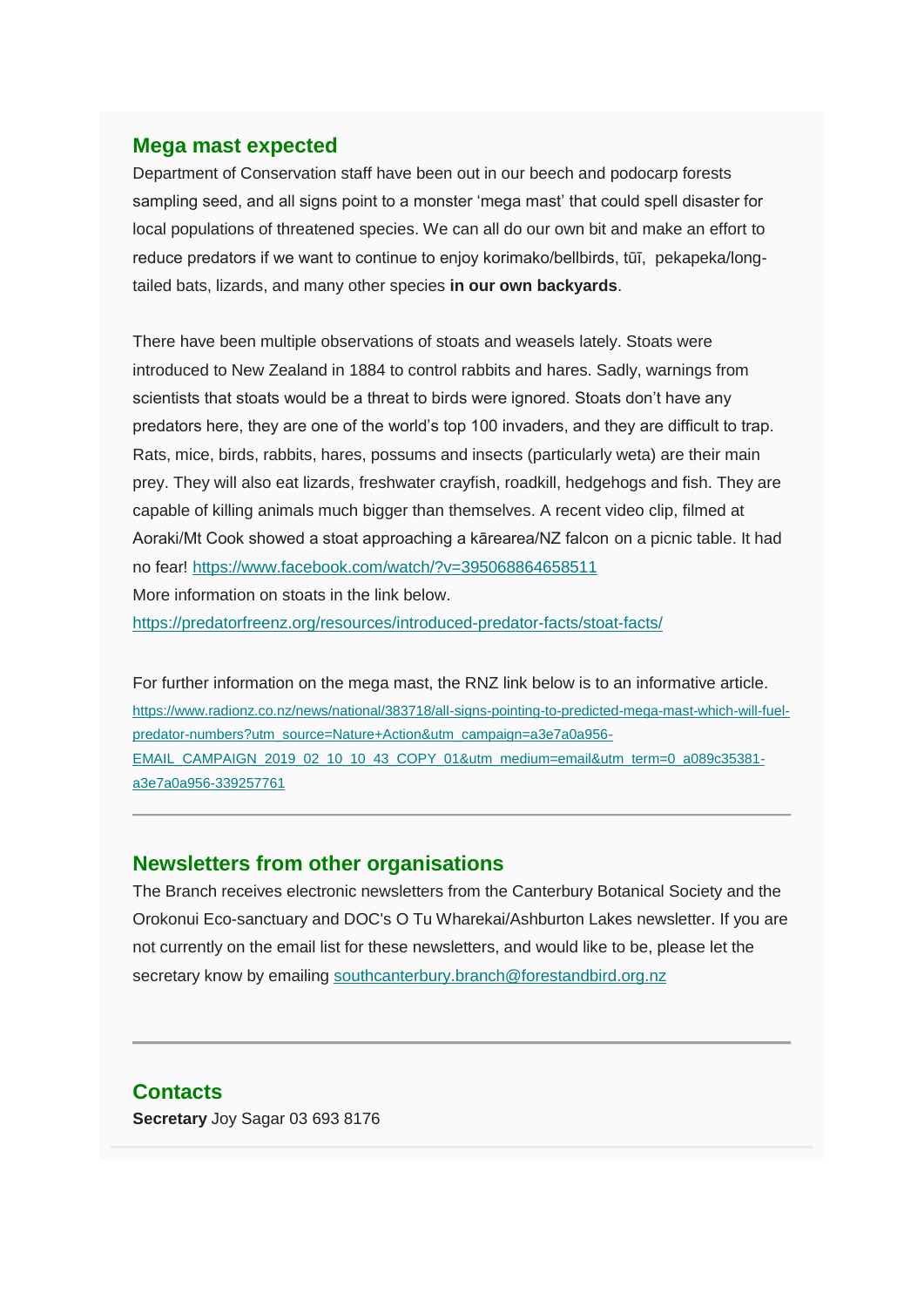## Mega mast expected

Department of Conservation staff have been out in our beech and podocarp forests sampling seed, and all signs point to a monster 'mega mast' that could spell disaster for local populations of threatened species. We can all do our own bit and make an effort to reduce predators if we want to continue to enjoy korimako/bellbirds, tūī, pekapeka/long-tailed bats, lizards, and many other species **in our own backyards**.

There have been multiple observations of stoats and weasels lately. Stoats were introduced to New Zealand in 1884 to control rabbits and hares. Sadly, warnings from scientists that stoats would be a threat to birds were ignored. Stoats don't have any predators here, they are one of the world's top 100 invaders, and they are difficult to trap. Rats, mice, birds, rabbits, hares, possums and insects (particularly weta) are their main prey. They will also eat lizards, freshwater crayfish, roadkill, hedgehogs and fish. They are capable of killing animals much bigger than themselves. A recent video clip, filmed at Aoraki/Mt Cook showed a stoat approaching a kārearea/NZ falcon on a picnic table. It had no fear! https://www.facebook.com/watch/?v=395068864658511
More information on stoats in the link below.
https://predatorfreenz.org/resources/introduced-predator-facts/stoat-facts/

For further information on the mega mast, the RNZ link below is to an informative article.
https://www.radionz.co.nz/news/national/383718/all-signs-pointing-to-predicted-mega-mast-which-will-fuel-predator-numbers?utm_source=Nature+Action&utm_campaign=a3e7a0a956-EMAIL_CAMPAIGN_2019_02_10_10_43_COPY_01&utm_medium=email&utm_term=0_a089c35381-a3e7a0a956-339257761

---

## Newsletters from other organisations

The Branch receives electronic newsletters from the Canterbury Botanical Society and the Orokonui Eco-sanctuary and DOC's O Tu Wharekai/Ashburton Lakes newsletter. If you are not currently on the email list for these newsletters, and would like to be, please let the secretary know by emailing southcanterbury.branch@forestandbird.org.nz

---

## Contacts

**Secretary** Joy Sagar 03 693 8176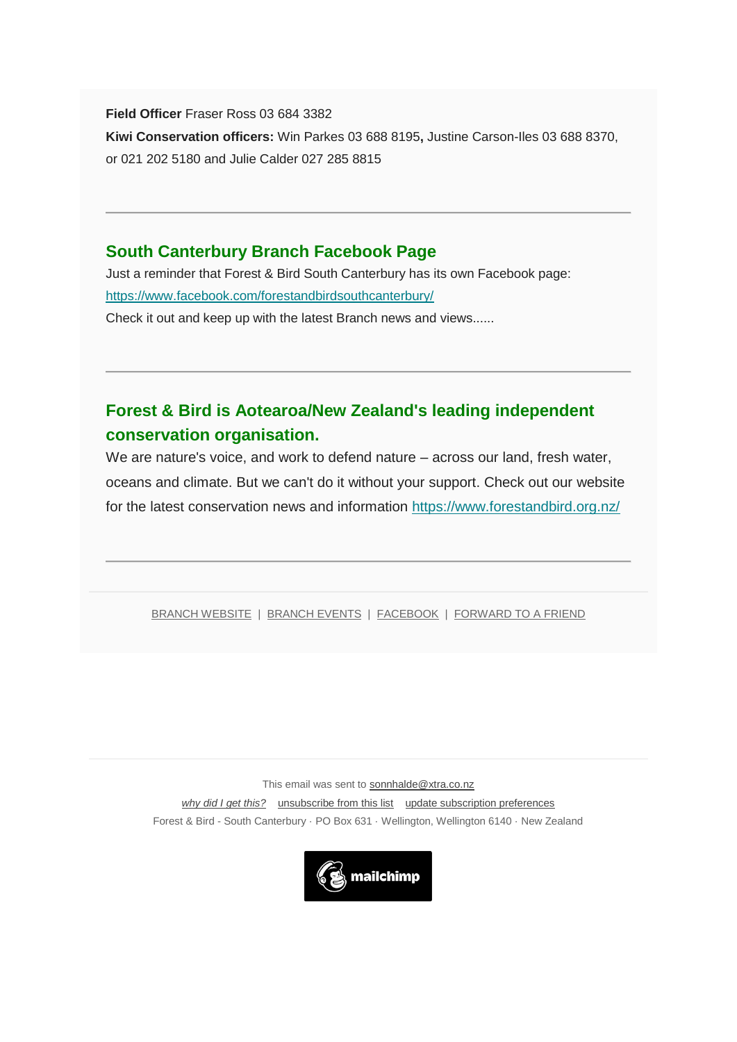**Field Officer** Fraser Ross 03 684 3382

**Kiwi Conservation officers:** Win Parkes 03 688 8195**,** Justine Carson-Iles 03 688 8370, or 021 202 5180 and Julie Calder 027 285 8815

---

## South Canterbury Branch Facebook Page

Just a reminder that Forest & Bird South Canterbury has its own Facebook page: https://www.facebook.com/forestandbirdsouthcanterbury/

Check it out and keep up with the latest Branch news and views......

---

## Forest & Bird is Aotearoa/New Zealand's leading independent conservation organisation.

We are nature's voice, and work to defend nature – across our land, fresh water, oceans and climate. But we can't do it without your support. Check out our website for the latest conservation news and information https://www.forestandbird.org.nz/

---

BRANCH WEBSITE | BRANCH EVENTS | FACEBOOK | FORWARD TO A FRIEND

This email was sent to sonnhalde@xtra.co.nz

*why did I get this?* unsubscribe from this list update subscription preferences

Forest & Bird - South Canterbury · PO Box 631 · Wellington, Wellington 6140 · New Zealand

mailchimp